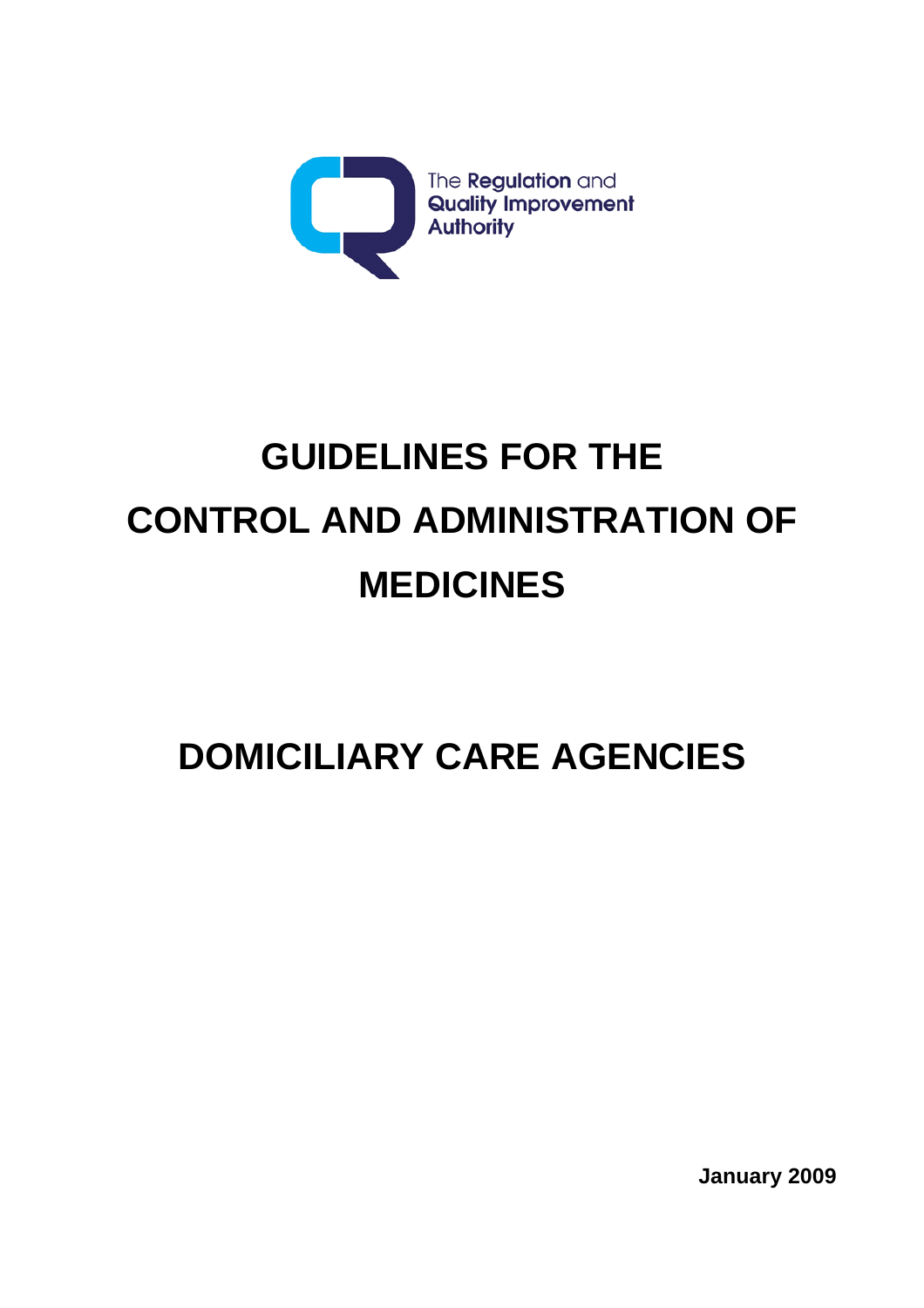The Regulation and Quality Improvement Authority

# GUIDELINES FOR THE CONTROL AND ADMINISTRATION OF MEDICINES

# DOMICILIARY CARE AGENCIES

**January 2009**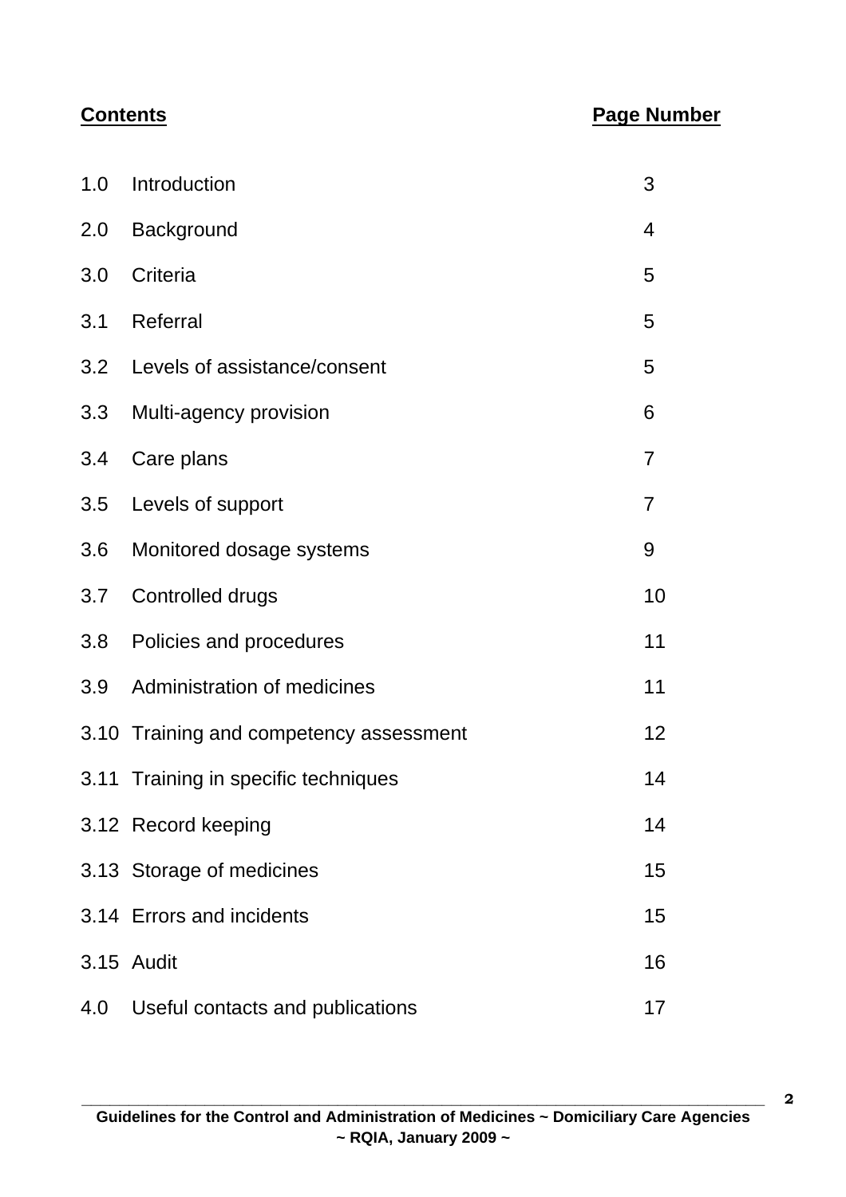| **Contents** | | **Page Number** |
|---|---|---|
| 1.0 | Introduction | 3 |
| 2.0 | Background | 4 |
| 3.0 | Criteria | 5 |
| 3.1 | Referral | 5 |
| 3.2 | Levels of assistance/consent | 5 |
| 3.3 | Multi-agency provision | 6 |
| 3.4 | Care plans | 7 |
| 3.5 | Levels of support | 7 |
| 3.6 | Monitored dosage systems | 9 |
| 3.7 | Controlled drugs | 10 |
| 3.8 | Policies and procedures | 11 |
| 3.9 | Administration of medicines | 11 |
| 3.10 | Training and competency assessment | 12 |
| 3.11 | Training in specific techniques | 14 |
| 3.12 | Record keeping | 14 |
| 3.13 | Storage of medicines | 15 |
| 3.14 | Errors and incidents | 15 |
| 3.15 | Audit | 16 |
| 4.0 | Useful contacts and publications | 17 |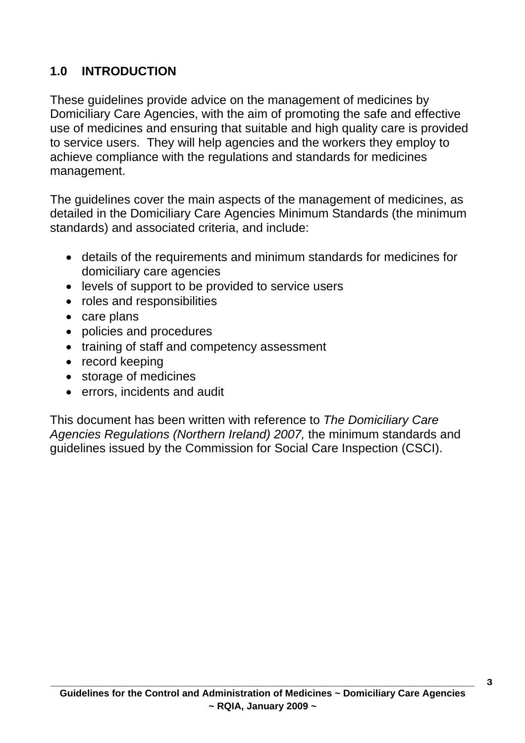## 1.0 INTRODUCTION

These guidelines provide advice on the management of medicines by Domiciliary Care Agencies, with the aim of promoting the safe and effective use of medicines and ensuring that suitable and high quality care is provided to service users. They will help agencies and the workers they employ to achieve compliance with the regulations and standards for medicines management.

The guidelines cover the main aspects of the management of medicines, as detailed in the Domiciliary Care Agencies Minimum Standards (the minimum standards) and associated criteria, and include:

- details of the requirements and minimum standards for medicines for domiciliary care agencies
- levels of support to be provided to service users
- roles and responsibilities
- care plans
- policies and procedures
- training of staff and competency assessment
- record keeping
- storage of medicines
- errors, incidents and audit

This document has been written with reference to *The Domiciliary Care Agencies Regulations (Northern Ireland) 2007,* the minimum standards and guidelines issued by the Commission for Social Care Inspection (CSCI).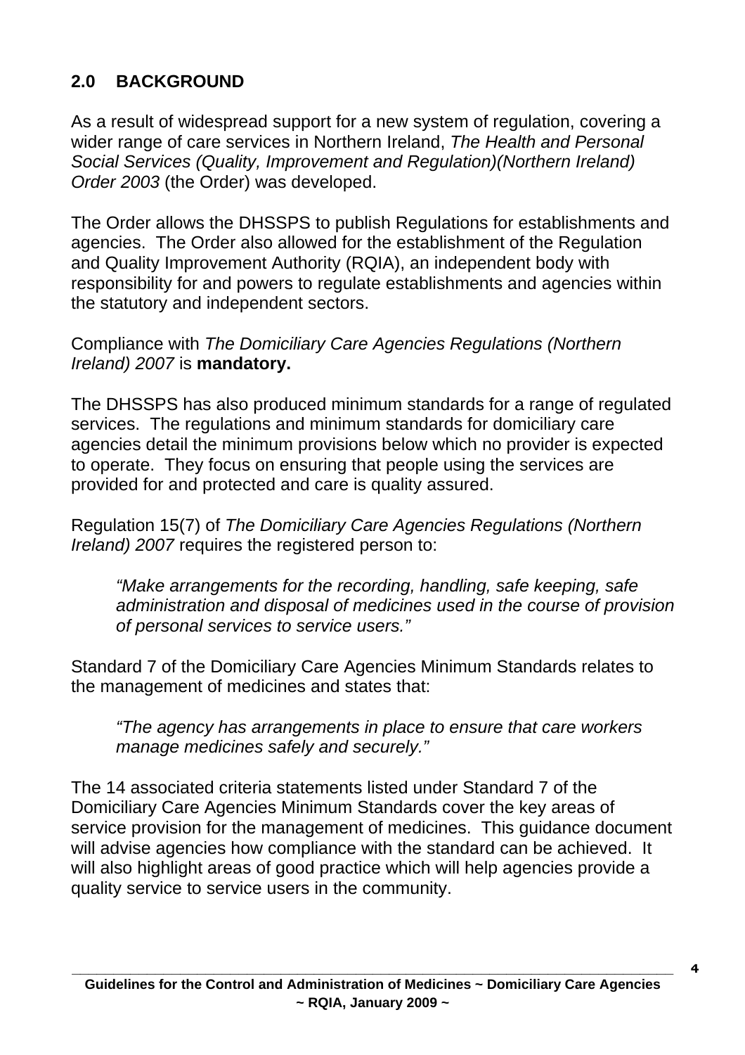## 2.0 BACKGROUND

As a result of widespread support for a new system of regulation, covering a wider range of care services in Northern Ireland, *The Health and Personal Social Services (Quality, Improvement and Regulation)(Northern Ireland) Order 2003* (the Order) was developed.

The Order allows the DHSSPS to publish Regulations for establishments and agencies. The Order also allowed for the establishment of the Regulation and Quality Improvement Authority (RQIA), an independent body with responsibility for and powers to regulate establishments and agencies within the statutory and independent sectors.

Compliance with *The Domiciliary Care Agencies Regulations (Northern Ireland) 2007* is **mandatory.**

The DHSSPS has also produced minimum standards for a range of regulated services. The regulations and minimum standards for domiciliary care agencies detail the minimum provisions below which no provider is expected to operate. They focus on ensuring that people using the services are provided for and protected and care is quality assured.

Regulation 15(7) of *The Domiciliary Care Agencies Regulations (Northern Ireland) 2007* requires the registered person to:

> *"Make arrangements for the recording, handling, safe keeping, safe administration and disposal of medicines used in the course of provision of personal services to service users."*

Standard 7 of the Domiciliary Care Agencies Minimum Standards relates to the management of medicines and states that:

> *"The agency has arrangements in place to ensure that care workers manage medicines safely and securely."*

The 14 associated criteria statements listed under Standard 7 of the Domiciliary Care Agencies Minimum Standards cover the key areas of service provision for the management of medicines. This guidance document will advise agencies how compliance with the standard can be achieved. It will also highlight areas of good practice which will help agencies provide a quality service to service users in the community.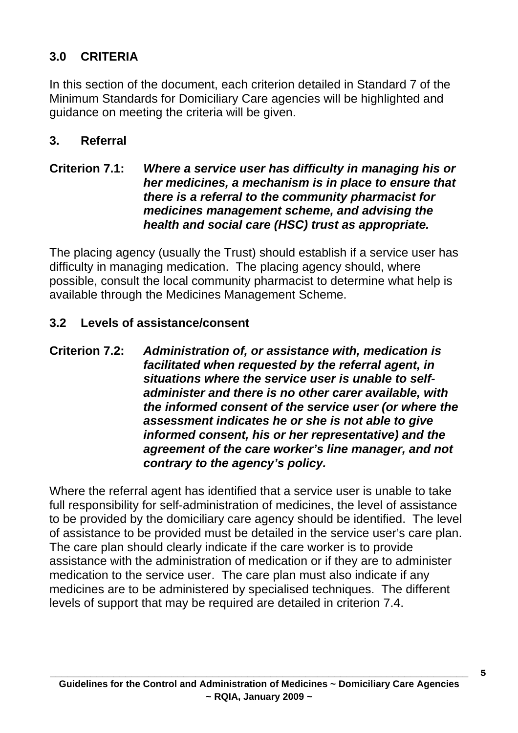## 3.0 CRITERIA

In this section of the document, each criterion detailed in Standard 7 of the Minimum Standards for Domiciliary Care agencies will be highlighted and guidance on meeting the criteria will be given.

### 3. Referral

**Criterion 7.1:** ***Where a service user has difficulty in managing his or her medicines, a mechanism is in place to ensure that there is a referral to the community pharmacist for medicines management scheme, and advising the health and social care (HSC) trust as appropriate.***

The placing agency (usually the Trust) should establish if a service user has difficulty in managing medication. The placing agency should, where possible, consult the local community pharmacist to determine what help is available through the Medicines Management Scheme.

### 3.2 Levels of assistance/consent

**Criterion 7.2:** ***Administration of, or assistance with, medication is facilitated when requested by the referral agent, in situations where the service user is unable to self-administer and there is no other carer available, with the informed consent of the service user (or where the assessment indicates he or she is not able to give informed consent, his or her representative) and the agreement of the care worker's line manager, and not contrary to the agency's policy.***

Where the referral agent has identified that a service user is unable to take full responsibility for self-administration of medicines, the level of assistance to be provided by the domiciliary care agency should be identified. The level of assistance to be provided must be detailed in the service user's care plan. The care plan should clearly indicate if the care worker is to provide assistance with the administration of medication or if they are to administer medication to the service user. The care plan must also indicate if any medicines are to be administered by specialised techniques. The different levels of support that may be required are detailed in criterion 7.4.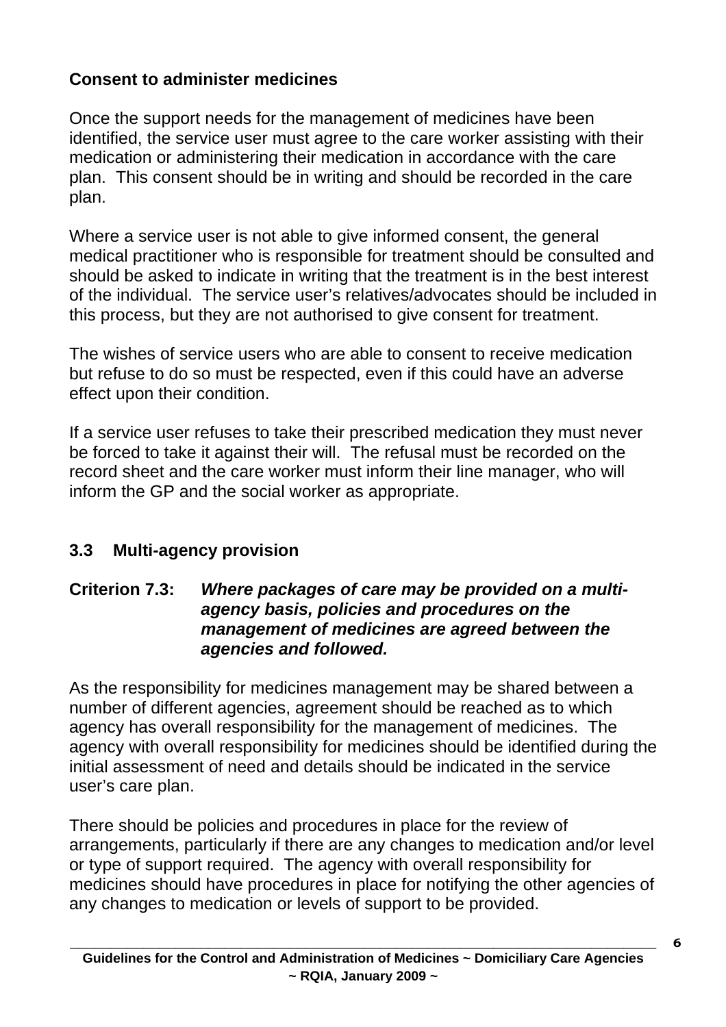**Consent to administer medicines**

Once the support needs for the management of medicines have been identified, the service user must agree to the care worker assisting with their medication or administering their medication in accordance with the care plan. This consent should be in writing and should be recorded in the care plan.

Where a service user is not able to give informed consent, the general medical practitioner who is responsible for treatment should be consulted and should be asked to indicate in writing that the treatment is in the best interest of the individual. The service user's relatives/advocates should be included in this process, but they are not authorised to give consent for treatment.

The wishes of service users who are able to consent to receive medication but refuse to do so must be respected, even if this could have an adverse effect upon their condition.

If a service user refuses to take their prescribed medication they must never be forced to take it against their will. The refusal must be recorded on the record sheet and the care worker must inform their line manager, who will inform the GP and the social worker as appropriate.

### 3.3 Multi-agency provision

**Criterion 7.3:** ***Where packages of care may be provided on a multi-agency basis, policies and procedures on the management of medicines are agreed between the agencies and followed.***

As the responsibility for medicines management may be shared between a number of different agencies, agreement should be reached as to which agency has overall responsibility for the management of medicines. The agency with overall responsibility for medicines should be identified during the initial assessment of need and details should be indicated in the service user's care plan.

There should be policies and procedures in place for the review of arrangements, particularly if there are any changes to medication and/or level or type of support required. The agency with overall responsibility for medicines should have procedures in place for notifying the other agencies of any changes to medication or levels of support to be provided.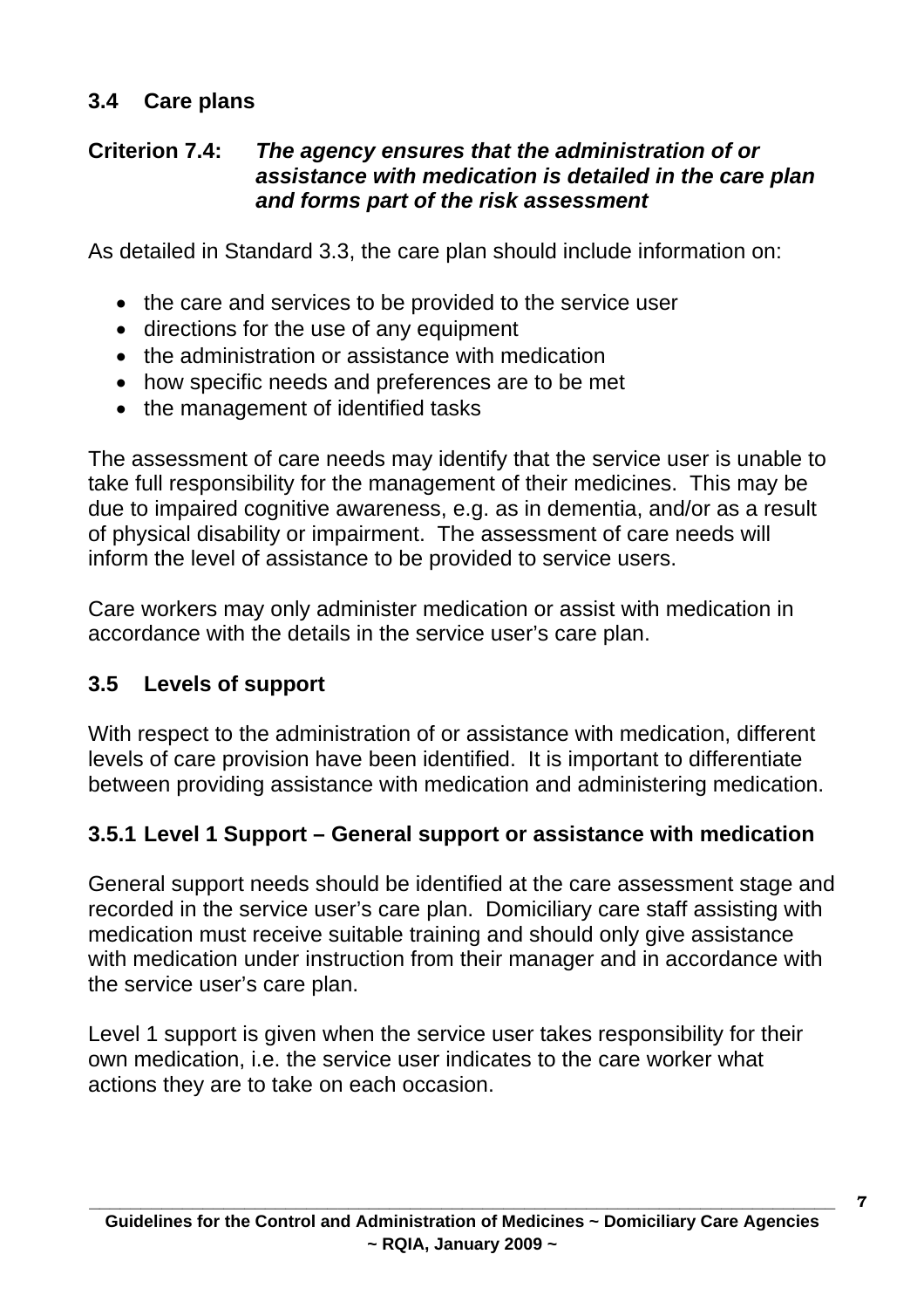## 3.4 Care plans

**Criterion 7.4:** ***The agency ensures that the administration of or assistance with medication is detailed in the care plan and forms part of the risk assessment***

As detailed in Standard 3.3, the care plan should include information on:

- the care and services to be provided to the service user
- directions for the use of any equipment
- the administration or assistance with medication
- how specific needs and preferences are to be met
- the management of identified tasks

The assessment of care needs may identify that the service user is unable to take full responsibility for the management of their medicines. This may be due to impaired cognitive awareness, e.g. as in dementia, and/or as a result of physical disability or impairment. The assessment of care needs will inform the level of assistance to be provided to service users.

Care workers may only administer medication or assist with medication in accordance with the details in the service user's care plan.

## 3.5 Levels of support

With respect to the administration of or assistance with medication, different levels of care provision have been identified. It is important to differentiate between providing assistance with medication and administering medication.

### 3.5.1 Level 1 Support – General support or assistance with medication

General support needs should be identified at the care assessment stage and recorded in the service user's care plan. Domiciliary care staff assisting with medication must receive suitable training and should only give assistance with medication under instruction from their manager and in accordance with the service user's care plan.

Level 1 support is given when the service user takes responsibility for their own medication, i.e. the service user indicates to the care worker what actions they are to take on each occasion.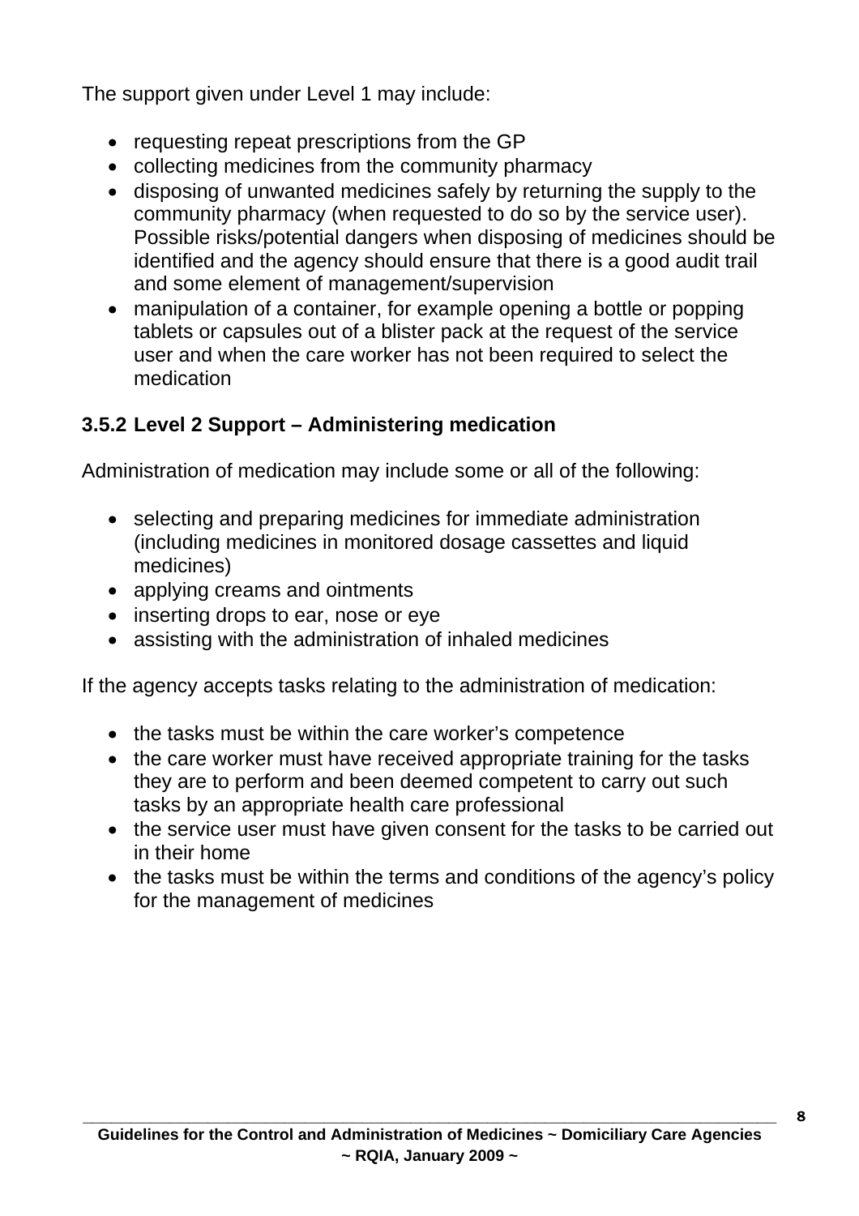The support given under Level 1 may include:

- requesting repeat prescriptions from the GP
- collecting medicines from the community pharmacy
- disposing of unwanted medicines safely by returning the supply to the community pharmacy (when requested to do so by the service user). Possible risks/potential dangers when disposing of medicines should be identified and the agency should ensure that there is a good audit trail and some element of management/supervision
- manipulation of a container, for example opening a bottle or popping tablets or capsules out of a blister pack at the request of the service user and when the care worker has not been required to select the medication

### 3.5.2 Level 2 Support – Administering medication

Administration of medication may include some or all of the following:

- selecting and preparing medicines for immediate administration (including medicines in monitored dosage cassettes and liquid medicines)
- applying creams and ointments
- inserting drops to ear, nose or eye
- assisting with the administration of inhaled medicines

If the agency accepts tasks relating to the administration of medication:

- the tasks must be within the care worker's competence
- the care worker must have received appropriate training for the tasks they are to perform and been deemed competent to carry out such tasks by an appropriate health care professional
- the service user must have given consent for the tasks to be carried out in their home
- the tasks must be within the terms and conditions of the agency's policy for the management of medicines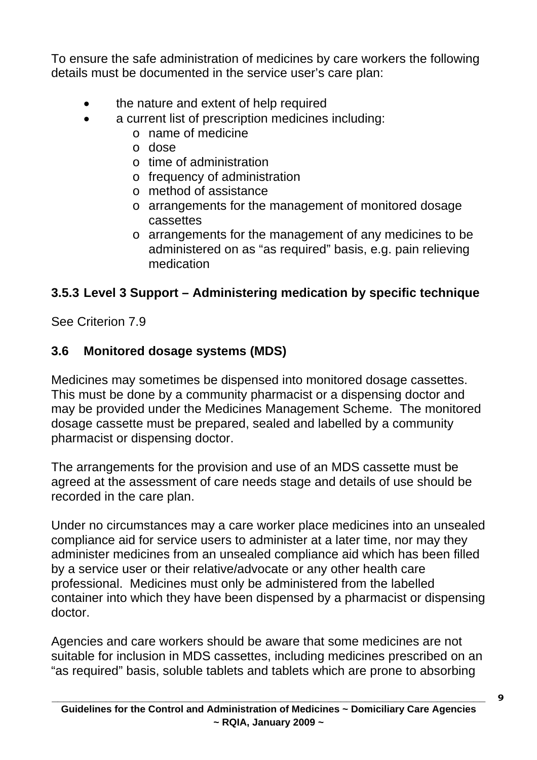To ensure the safe administration of medicines by care workers the following details must be documented in the service user's care plan:

- the nature and extent of help required
- a current list of prescription medicines including:
  - name of medicine
  - dose
  - time of administration
  - frequency of administration
  - method of assistance
  - arrangements for the management of monitored dosage cassettes
  - arrangements for the management of any medicines to be administered on as "as required" basis, e.g. pain relieving medication

### 3.5.3 Level 3 Support – Administering medication by specific technique

See Criterion 7.9

## 3.6 Monitored dosage systems (MDS)

Medicines may sometimes be dispensed into monitored dosage cassettes. This must be done by a community pharmacist or a dispensing doctor and may be provided under the Medicines Management Scheme. The monitored dosage cassette must be prepared, sealed and labelled by a community pharmacist or dispensing doctor.

The arrangements for the provision and use of an MDS cassette must be agreed at the assessment of care needs stage and details of use should be recorded in the care plan.

Under no circumstances may a care worker place medicines into an unsealed compliance aid for service users to administer at a later time, nor may they administer medicines from an unsealed compliance aid which has been filled by a service user or their relative/advocate or any other health care professional. Medicines must only be administered from the labelled container into which they have been dispensed by a pharmacist or dispensing doctor.

Agencies and care workers should be aware that some medicines are not suitable for inclusion in MDS cassettes, including medicines prescribed on an "as required" basis, soluble tablets and tablets which are prone to absorbing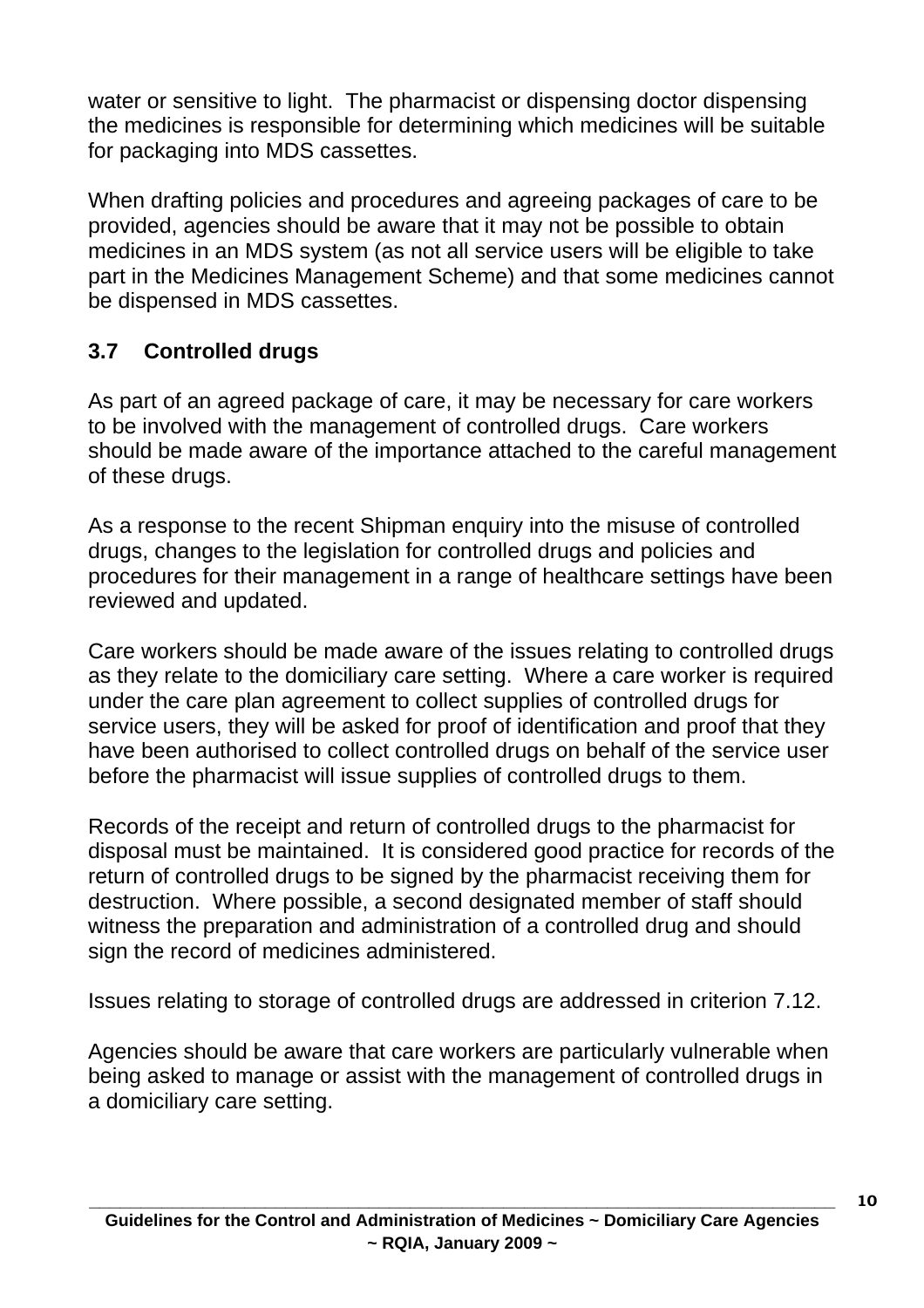water or sensitive to light. The pharmacist or dispensing doctor dispensing the medicines is responsible for determining which medicines will be suitable for packaging into MDS cassettes.

When drafting policies and procedures and agreeing packages of care to be provided, agencies should be aware that it may not be possible to obtain medicines in an MDS system (as not all service users will be eligible to take part in the Medicines Management Scheme) and that some medicines cannot be dispensed in MDS cassettes.

### 3.7 Controlled drugs

As part of an agreed package of care, it may be necessary for care workers to be involved with the management of controlled drugs. Care workers should be made aware of the importance attached to the careful management of these drugs.

As a response to the recent Shipman enquiry into the misuse of controlled drugs, changes to the legislation for controlled drugs and policies and procedures for their management in a range of healthcare settings have been reviewed and updated.

Care workers should be made aware of the issues relating to controlled drugs as they relate to the domiciliary care setting. Where a care worker is required under the care plan agreement to collect supplies of controlled drugs for service users, they will be asked for proof of identification and proof that they have been authorised to collect controlled drugs on behalf of the service user before the pharmacist will issue supplies of controlled drugs to them.

Records of the receipt and return of controlled drugs to the pharmacist for disposal must be maintained. It is considered good practice for records of the return of controlled drugs to be signed by the pharmacist receiving them for destruction. Where possible, a second designated member of staff should witness the preparation and administration of a controlled drug and should sign the record of medicines administered.

Issues relating to storage of controlled drugs are addressed in criterion 7.12.

Agencies should be aware that care workers are particularly vulnerable when being asked to manage or assist with the management of controlled drugs in a domiciliary care setting.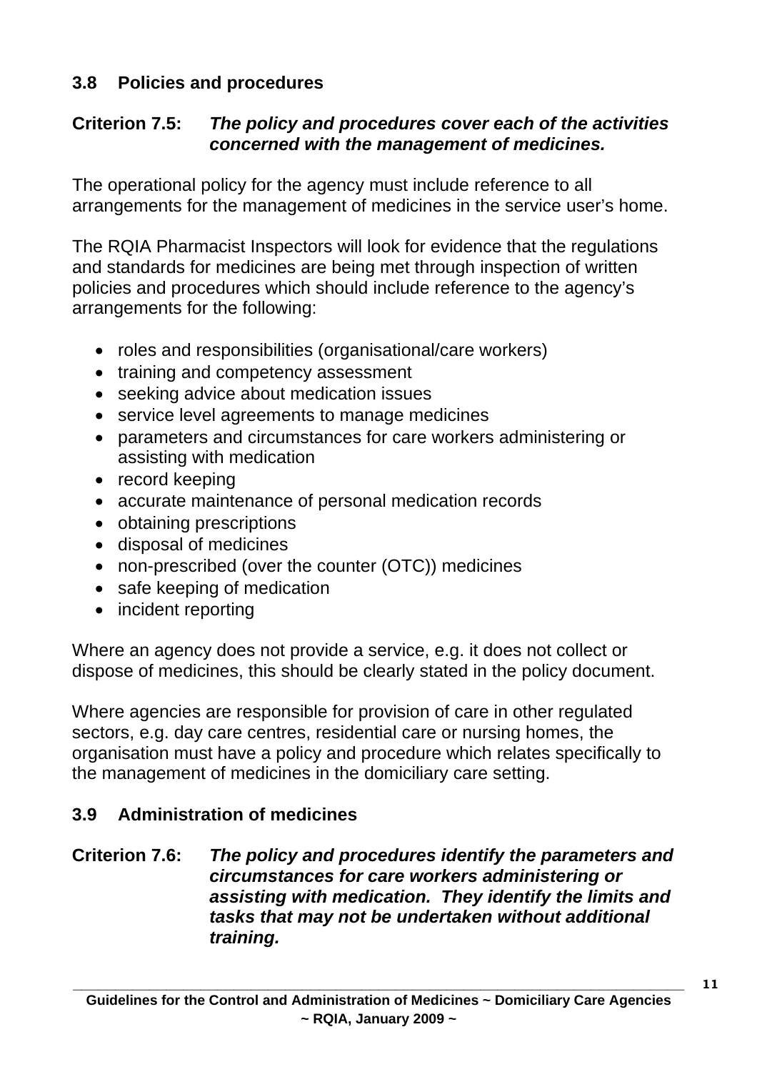## 3.8 Policies and procedures

**Criterion 7.5:** ***The policy and procedures cover each of the activities concerned with the management of medicines.***

The operational policy for the agency must include reference to all arrangements for the management of medicines in the service user's home.

The RQIA Pharmacist Inspectors will look for evidence that the regulations and standards for medicines are being met through inspection of written policies and procedures which should include reference to the agency's arrangements for the following:

- roles and responsibilities (organisational/care workers)
- training and competency assessment
- seeking advice about medication issues
- service level agreements to manage medicines
- parameters and circumstances for care workers administering or assisting with medication
- record keeping
- accurate maintenance of personal medication records
- obtaining prescriptions
- disposal of medicines
- non-prescribed (over the counter (OTC)) medicines
- safe keeping of medication
- incident reporting

Where an agency does not provide a service, e.g. it does not collect or dispose of medicines, this should be clearly stated in the policy document.

Where agencies are responsible for provision of care in other regulated sectors, e.g. day care centres, residential care or nursing homes, the organisation must have a policy and procedure which relates specifically to the management of medicines in the domiciliary care setting.

## 3.9 Administration of medicines

**Criterion 7.6:** ***The policy and procedures identify the parameters and circumstances for care workers administering or assisting with medication. They identify the limits and tasks that may not be undertaken without additional training.***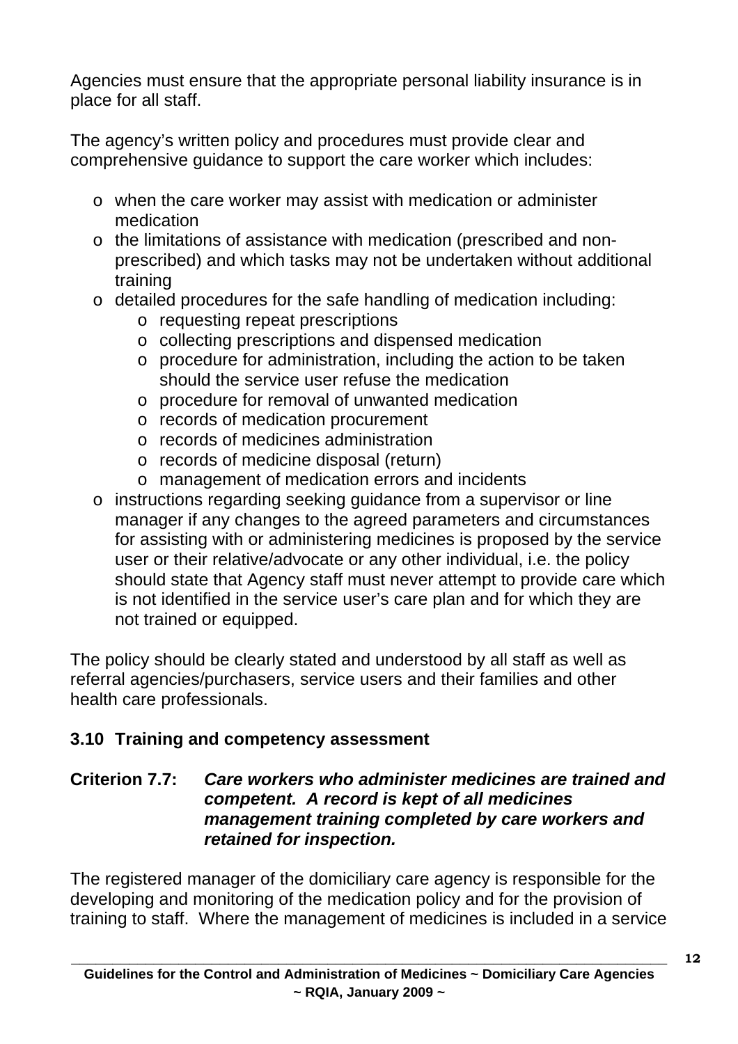Agencies must ensure that the appropriate personal liability insurance is in place for all staff.

The agency's written policy and procedures must provide clear and comprehensive guidance to support the care worker which includes:

- when the care worker may assist with medication or administer medication
- the limitations of assistance with medication (prescribed and non-prescribed) and which tasks may not be undertaken without additional training
- detailed procedures for the safe handling of medication including:
  - requesting repeat prescriptions
  - collecting prescriptions and dispensed medication
  - procedure for administration, including the action to be taken should the service user refuse the medication
  - procedure for removal of unwanted medication
  - records of medication procurement
  - records of medicines administration
  - records of medicine disposal (return)
  - management of medication errors and incidents
- instructions regarding seeking guidance from a supervisor or line manager if any changes to the agreed parameters and circumstances for assisting with or administering medicines is proposed by the service user or their relative/advocate or any other individual, i.e. the policy should state that Agency staff must never attempt to provide care which is not identified in the service user's care plan and for which they are not trained or equipped.

The policy should be clearly stated and understood by all staff as well as referral agencies/purchasers, service users and their families and other health care professionals.

### 3.10 Training and competency assessment

**Criterion 7.7:** ***Care workers who administer medicines are trained and competent. A record is kept of all medicines management training completed by care workers and retained for inspection.***

The registered manager of the domiciliary care agency is responsible for the developing and monitoring of the medication policy and for the provision of training to staff. Where the management of medicines is included in a service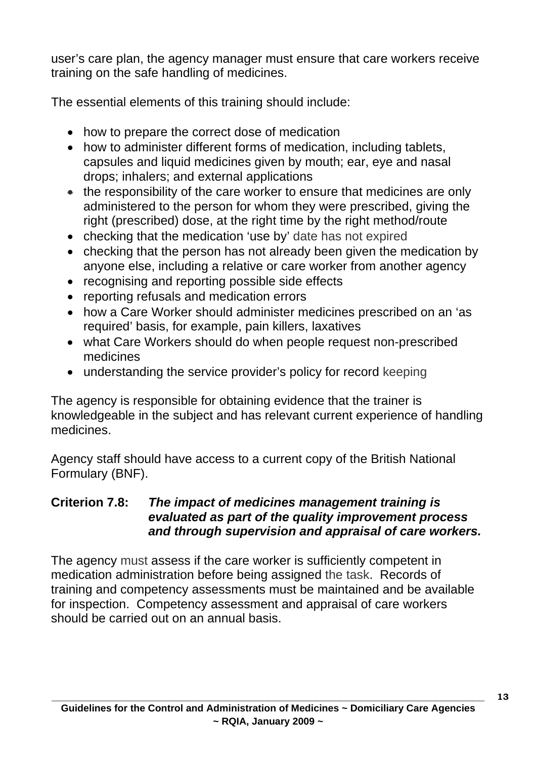user's care plan, the agency manager must ensure that care workers receive training on the safe handling of medicines.

The essential elements of this training should include:

- how to prepare the correct dose of medication
- how to administer different forms of medication, including tablets, capsules and liquid medicines given by mouth; ear, eye and nasal drops; inhalers; and external applications
- the responsibility of the care worker to ensure that medicines are only administered to the person for whom they were prescribed, giving the right (prescribed) dose, at the right time by the right method/route
- checking that the medication 'use by' date has not expired
- checking that the person has not already been given the medication by anyone else, including a relative or care worker from another agency
- recognising and reporting possible side effects
- reporting refusals and medication errors
- how a Care Worker should administer medicines prescribed on an 'as required' basis, for example, pain killers, laxatives
- what Care Workers should do when people request non-prescribed medicines
- understanding the service provider's policy for record keeping

The agency is responsible for obtaining evidence that the trainer is knowledgeable in the subject and has relevant current experience of handling medicines.

Agency staff should have access to a current copy of the British National Formulary (BNF).

**Criterion 7.8:** ***The impact of medicines management training is evaluated as part of the quality improvement process and through supervision and appraisal of care workers.***

The agency must assess if the care worker is sufficiently competent in medication administration before being assigned the task. Records of training and competency assessments must be maintained and be available for inspection. Competency assessment and appraisal of care workers should be carried out on an annual basis.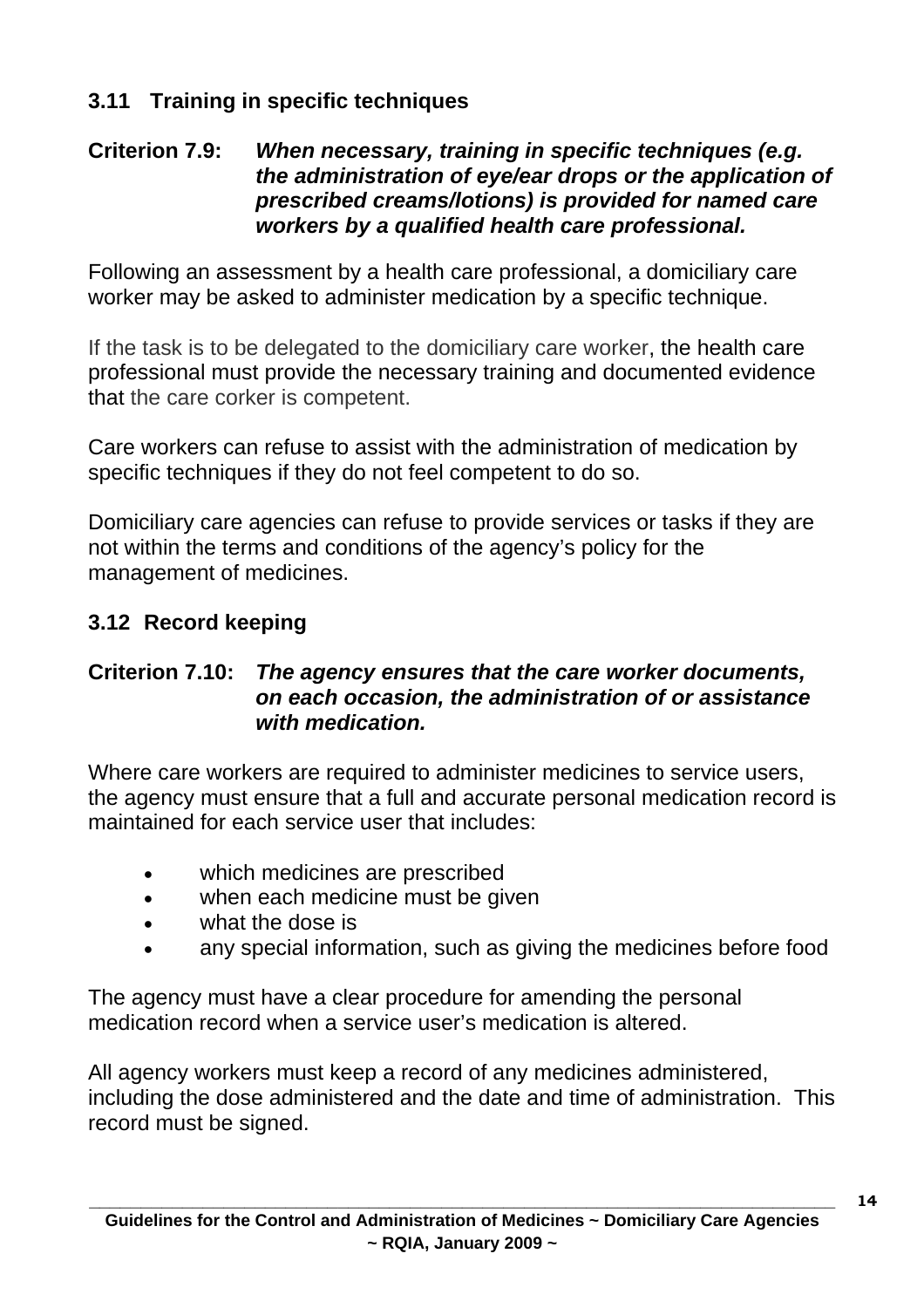### 3.11 Training in specific techniques

**Criterion 7.9:** ***When necessary, training in specific techniques (e.g. the administration of eye/ear drops or the application of prescribed creams/lotions) is provided for named care workers by a qualified health care professional.***

Following an assessment by a health care professional, a domiciliary care worker may be asked to administer medication by a specific technique.

If the task is to be delegated to the domiciliary care worker, the health care professional must provide the necessary training and documented evidence that the care corker is competent.

Care workers can refuse to assist with the administration of medication by specific techniques if they do not feel competent to do so.

Domiciliary care agencies can refuse to provide services or tasks if they are not within the terms and conditions of the agency's policy for the management of medicines.

### 3.12 Record keeping

**Criterion 7.10:** ***The agency ensures that the care worker documents, on each occasion, the administration of or assistance with medication.***

Where care workers are required to administer medicines to service users, the agency must ensure that a full and accurate personal medication record is maintained for each service user that includes:

- which medicines are prescribed
- when each medicine must be given
- what the dose is
- any special information, such as giving the medicines before food

The agency must have a clear procedure for amending the personal medication record when a service user's medication is altered.

All agency workers must keep a record of any medicines administered, including the dose administered and the date and time of administration. This record must be signed.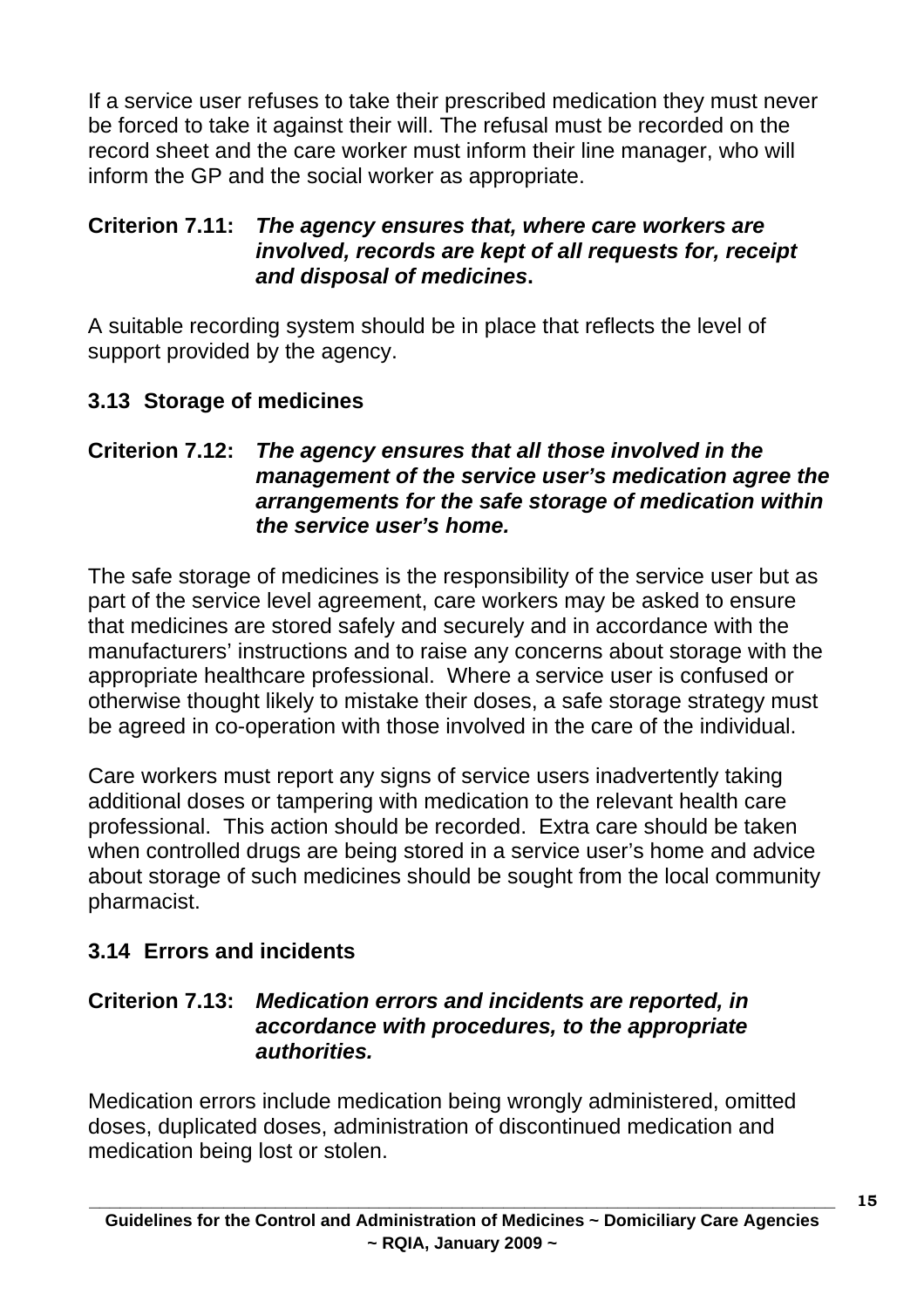If a service user refuses to take their prescribed medication they must never be forced to take it against their will. The refusal must be recorded on the record sheet and the care worker must inform their line manager, who will inform the GP and the social worker as appropriate.

**Criterion 7.11:** ***The agency ensures that, where care workers are involved, records are kept of all requests for, receipt and disposal of medicines*.**

A suitable recording system should be in place that reflects the level of support provided by the agency.

### 3.13 Storage of medicines

**Criterion 7.12:** ***The agency ensures that all those involved in the management of the service user's medication agree the arrangements for the safe storage of medication within the service user's home.***

The safe storage of medicines is the responsibility of the service user but as part of the service level agreement, care workers may be asked to ensure that medicines are stored safely and securely and in accordance with the manufacturers' instructions and to raise any concerns about storage with the appropriate healthcare professional. Where a service user is confused or otherwise thought likely to mistake their doses, a safe storage strategy must be agreed in co-operation with those involved in the care of the individual.

Care workers must report any signs of service users inadvertently taking additional doses or tampering with medication to the relevant health care professional. This action should be recorded. Extra care should be taken when controlled drugs are being stored in a service user's home and advice about storage of such medicines should be sought from the local community pharmacist.

### 3.14 Errors and incidents

**Criterion 7.13:** ***Medication errors and incidents are reported, in accordance with procedures, to the appropriate authorities.***

Medication errors include medication being wrongly administered, omitted doses, duplicated doses, administration of discontinued medication and medication being lost or stolen.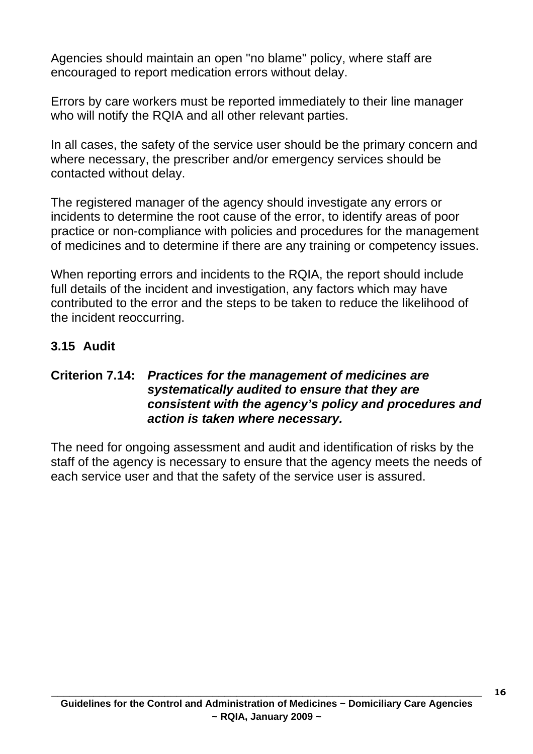Agencies should maintain an open "no blame" policy, where staff are encouraged to report medication errors without delay.

Errors by care workers must be reported immediately to their line manager who will notify the RQIA and all other relevant parties.

In all cases, the safety of the service user should be the primary concern and where necessary, the prescriber and/or emergency services should be contacted without delay.

The registered manager of the agency should investigate any errors or incidents to determine the root cause of the error, to identify areas of poor practice or non-compliance with policies and procedures for the management of medicines and to determine if there are any training or competency issues.

When reporting errors and incidents to the RQIA, the report should include full details of the incident and investigation, any factors which may have contributed to the error and the steps to be taken to reduce the likelihood of the incident reoccurring.

### 3.15 Audit

**Criterion 7.14:** ***Practices for the management of medicines are systematically audited to ensure that they are consistent with the agency's policy and procedures and action is taken where necessary.***

The need for ongoing assessment and audit and identification of risks by the staff of the agency is necessary to ensure that the agency meets the needs of each service user and that the safety of the service user is assured.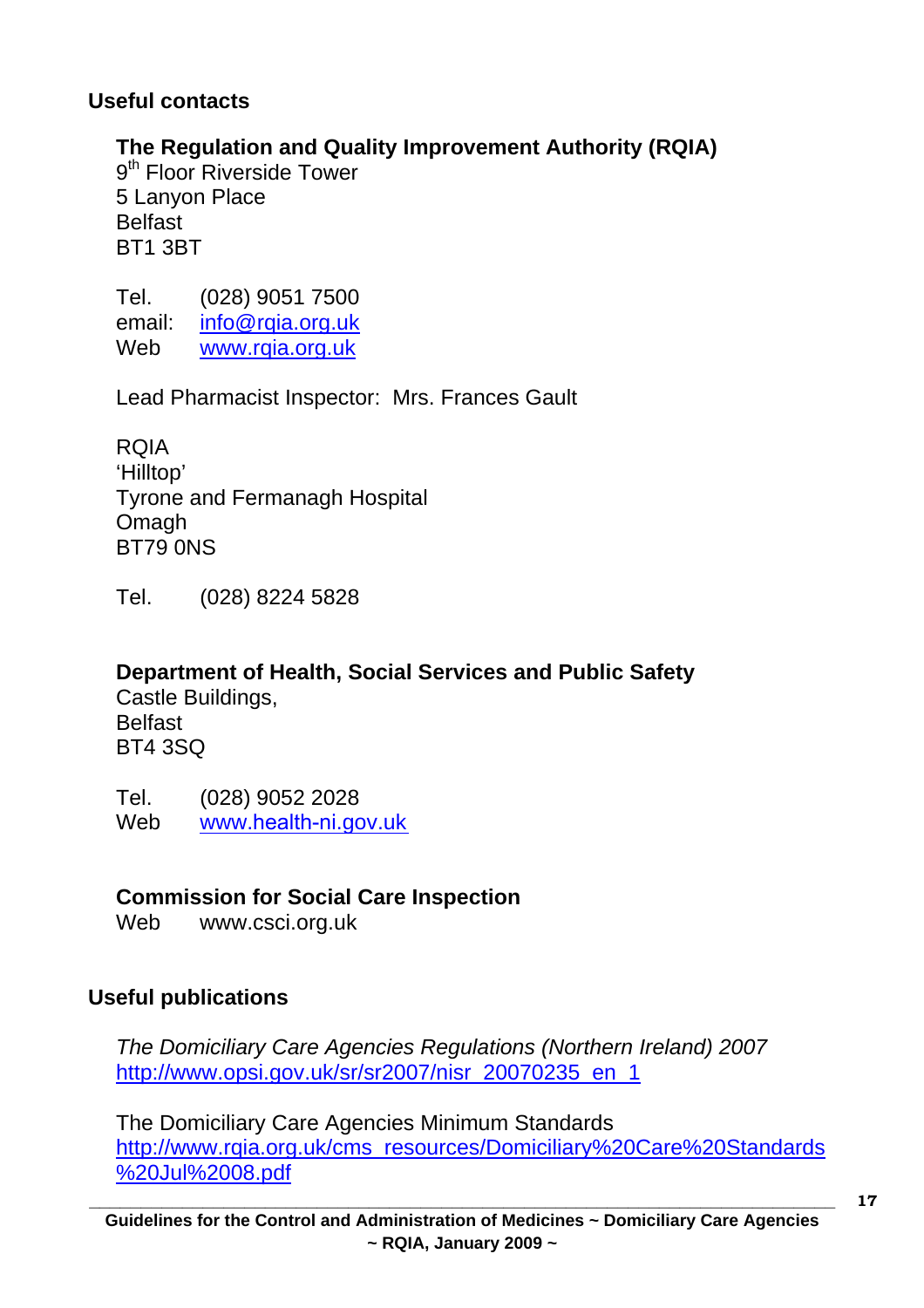## Useful contacts

**The Regulation and Quality Improvement Authority (RQIA)**
9th Floor Riverside Tower
5 Lanyon Place
Belfast
BT1 3BT

Tel. (028) 9051 7500
email: info@rqia.org.uk
Web www.rqia.org.uk

Lead Pharmacist Inspector: Mrs. Frances Gault

RQIA
'Hilltop'
Tyrone and Fermanagh Hospital
Omagh
BT79 0NS

Tel. (028) 8224 5828

**Department of Health, Social Services and Public Safety**
Castle Buildings,
Belfast
BT4 3SQ

Tel. (028) 9052 2028
Web www.health-ni.gov.uk

**Commission for Social Care Inspection**
Web www.csci.org.uk

## Useful publications

*The Domiciliary Care Agencies Regulations (Northern Ireland) 2007*
http://www.opsi.gov.uk/sr/sr2007/nisr_20070235_en_1

The Domiciliary Care Agencies Minimum Standards
http://www.rqia.org.uk/cms_resources/Domiciliary%20Care%20Standards%20Jul%2008.pdf